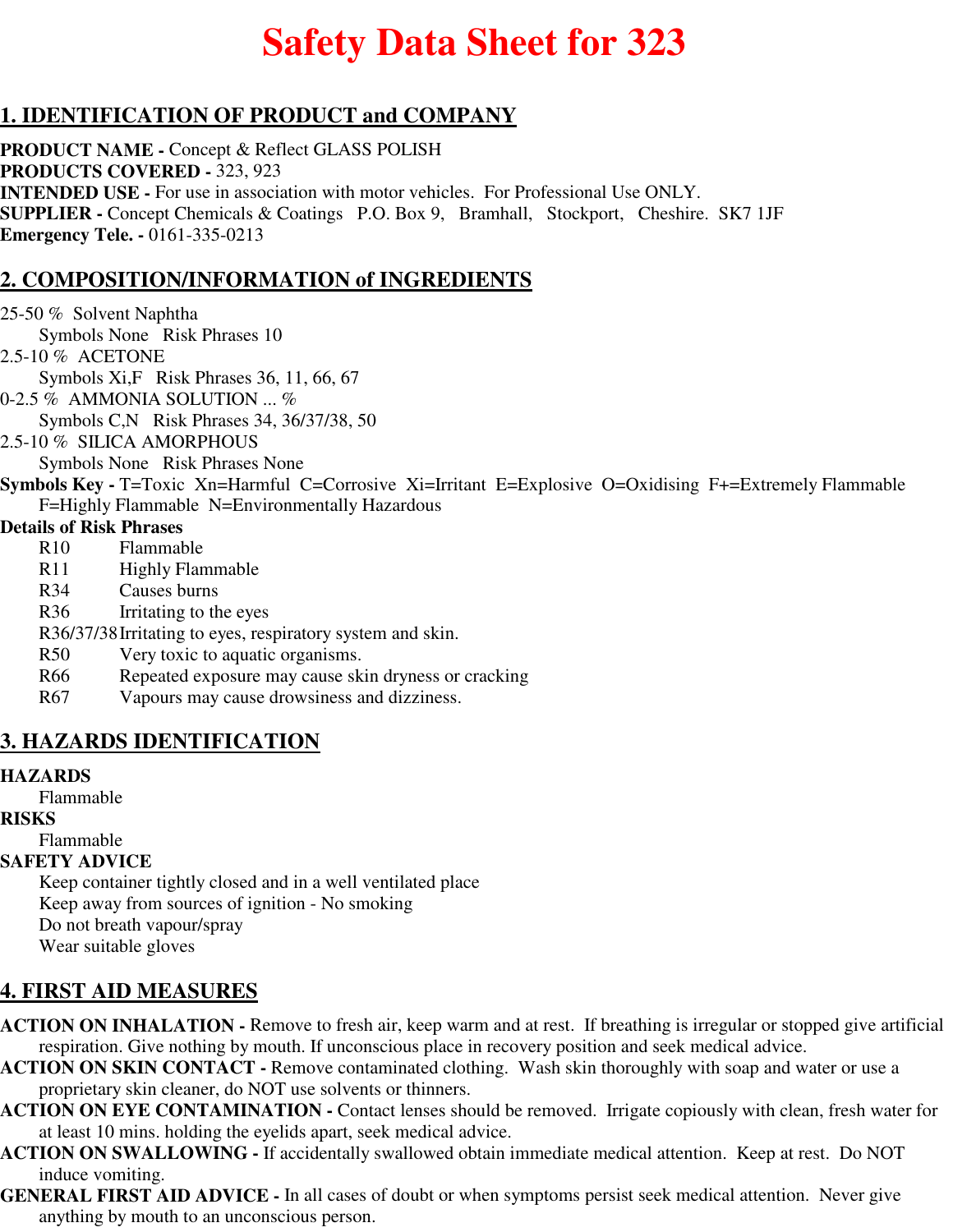# Safety Data Sheet for 323

## 1. IDENTIFICATION OF PRODUCT and COMPANY

**PRODUCT NAME -** Concept & Reflect GLASS POLISH
**PRODUCTS COVERED -** 323, 923
**INTENDED USE -** For use in association with motor vehicles. For Professional Use ONLY.
**SUPPLIER -** Concept Chemicals & Coatings P.O. Box 9, Bramhall, Stockport, Cheshire. SK7 1JF
**Emergency Tele. -** 0161-335-0213

## 2. COMPOSITION/INFORMATION of INGREDIENTS

25-50 % Solvent Naphtha
Symbols None Risk Phrases 10

2.5-10 % ACETONE
Symbols Xi,F Risk Phrases 36, 11, 66, 67

0-2.5 % AMMONIA SOLUTION ... %
Symbols C,N Risk Phrases 34, 36/37/38, 50

2.5-10 % SILICA AMORPHOUS
Symbols None Risk Phrases None

**Symbols Key -** T=Toxic Xn=Harmful C=Corrosive Xi=Irritant E=Explosive O=Oxidising F+=Extremely Flammable F=Highly Flammable N=Environmentally Hazardous

**Details of Risk Phrases**

- R10 Flammable
- R11 Highly Flammable
- R34 Causes burns
- R36 Irritating to the eyes
- R36/37/38 Irritating to eyes, respiratory system and skin.
- R50 Very toxic to aquatic organisms.
- R66 Repeated exposure may cause skin dryness or cracking
- R67 Vapours may cause drowsiness and dizziness.

## 3. HAZARDS IDENTIFICATION

**HAZARDS**
Flammable

**RISKS**
Flammable

**SAFETY ADVICE**
Keep container tightly closed and in a well ventilated place
Keep away from sources of ignition - No smoking
Do not breath vapour/spray
Wear suitable gloves

## 4. FIRST AID MEASURES

**ACTION ON INHALATION -** Remove to fresh air, keep warm and at rest. If breathing is irregular or stopped give artificial respiration. Give nothing by mouth. If unconscious place in recovery position and seek medical advice.

**ACTION ON SKIN CONTACT -** Remove contaminated clothing. Wash skin thoroughly with soap and water or use a proprietary skin cleaner, do NOT use solvents or thinners.

**ACTION ON EYE CONTAMINATION -** Contact lenses should be removed. Irrigate copiously with clean, fresh water for at least 10 mins. holding the eyelids apart, seek medical advice.

**ACTION ON SWALLOWING -** If accidentally swallowed obtain immediate medical attention. Keep at rest. Do NOT induce vomiting.

**GENERAL FIRST AID ADVICE -** In all cases of doubt or when symptoms persist seek medical attention. Never give anything by mouth to an unconscious person.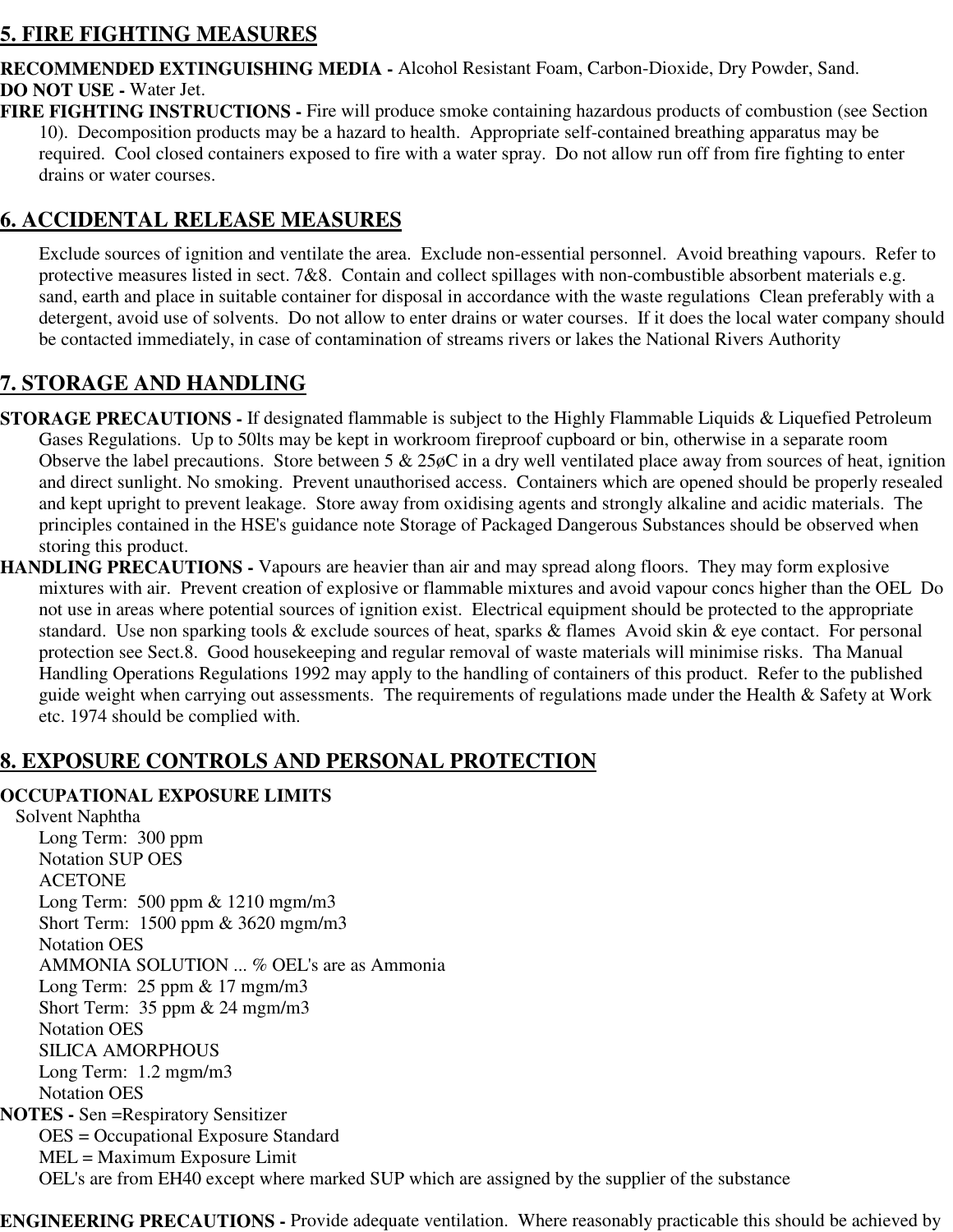## 5. FIRE FIGHTING MEASURES

**RECOMMENDED EXTINGUISHING MEDIA -** Alcohol Resistant Foam, Carbon-Dioxide, Dry Powder, Sand.
**DO NOT USE -** Water Jet.
**FIRE FIGHTING INSTRUCTIONS -** Fire will produce smoke containing hazardous products of combustion (see Section 10). Decomposition products may be a hazard to health. Appropriate self-contained breathing apparatus may be required. Cool closed containers exposed to fire with a water spray. Do not allow run off from fire fighting to enter drains or water courses.

## 6. ACCIDENTAL RELEASE MEASURES

Exclude sources of ignition and ventilate the area. Exclude non-essential personnel. Avoid breathing vapours. Refer to protective measures listed in sect. 7&8. Contain and collect spillages with non-combustible absorbent materials e.g. sand, earth and place in suitable container for disposal in accordance with the waste regulations Clean preferably with a detergent, avoid use of solvents. Do not allow to enter drains or water courses. If it does the local water company should be contacted immediately, in case of contamination of streams rivers or lakes the National Rivers Authority

## 7. STORAGE AND HANDLING

**STORAGE PRECAUTIONS -** If designated flammable is subject to the Highly Flammable Liquids & Liquefied Petroleum Gases Regulations. Up to 50lts may be kept in workroom fireproof cupboard or bin, otherwise in a separate room Observe the label precautions. Store between 5 & 25øC in a dry well ventilated place away from sources of heat, ignition and direct sunlight. No smoking. Prevent unauthorised access. Containers which are opened should be properly resealed and kept upright to prevent leakage. Store away from oxidising agents and strongly alkaline and acidic materials. The principles contained in the HSE's guidance note Storage of Packaged Dangerous Substances should be observed when storing this product.

**HANDLING PRECAUTIONS -** Vapours are heavier than air and may spread along floors. They may form explosive mixtures with air. Prevent creation of explosive or flammable mixtures and avoid vapour concs higher than the OEL Do not use in areas where potential sources of ignition exist. Electrical equipment should be protected to the appropriate standard. Use non sparking tools & exclude sources of heat, sparks & flames Avoid skin & eye contact. For personal protection see Sect.8. Good housekeeping and regular removal of waste materials will minimise risks. Tha Manual Handling Operations Regulations 1992 may apply to the handling of containers of this product. Refer to the published guide weight when carrying out assessments. The requirements of regulations made under the Health & Safety at Work etc. 1974 should be complied with.

## 8. EXPOSURE CONTROLS AND PERSONAL PROTECTION

**OCCUPATIONAL EXPOSURE LIMITS**

Solvent Naphtha
Long Term: 300 ppm
Notation SUP OES
ACETONE
Long Term: 500 ppm & 1210 mgm/m3
Short Term: 1500 ppm & 3620 mgm/m3
Notation OES
AMMONIA SOLUTION ... % OEL's are as Ammonia
Long Term: 25 ppm & 17 mgm/m3
Short Term: 35 ppm & 24 mgm/m3
Notation OES
SILICA AMORPHOUS
Long Term: 1.2 mgm/m3
Notation OES

**NOTES -** Sen =Respiratory Sensitizer
OES = Occupational Exposure Standard
MEL = Maximum Exposure Limit
OEL's are from EH40 except where marked SUP which are assigned by the supplier of the substance

**ENGINEERING PRECAUTIONS -** Provide adequate ventilation. Where reasonably practicable this should be achieved by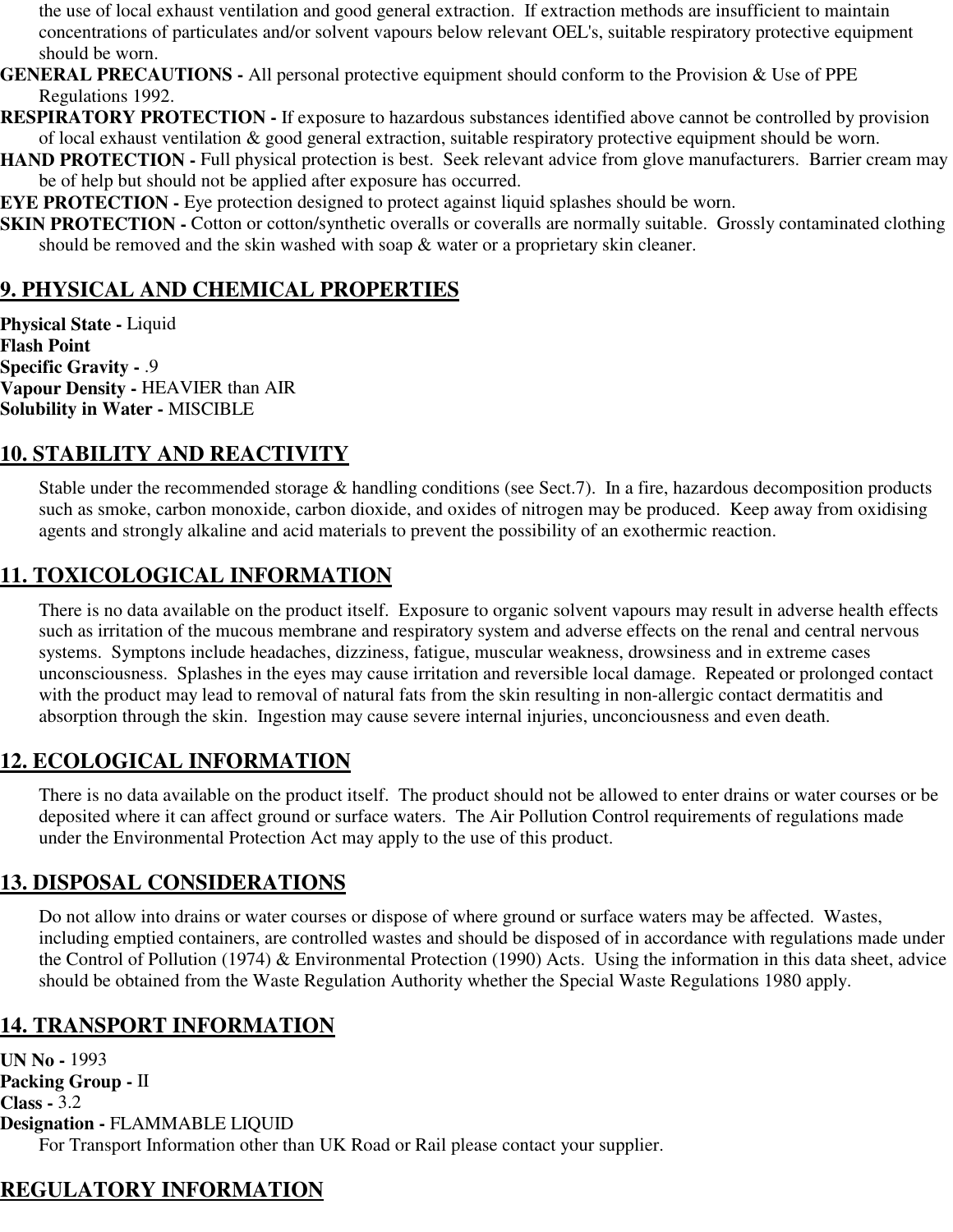the use of local exhaust ventilation and good general extraction. If extraction methods are insufficient to maintain concentrations of particulates and/or solvent vapours below relevant OEL's, suitable respiratory protective equipment should be worn.

**GENERAL PRECAUTIONS -** All personal protective equipment should conform to the Provision & Use of PPE Regulations 1992.

**RESPIRATORY PROTECTION -** If exposure to hazardous substances identified above cannot be controlled by provision of local exhaust ventilation & good general extraction, suitable respiratory protective equipment should be worn.

**HAND PROTECTION -** Full physical protection is best. Seek relevant advice from glove manufacturers. Barrier cream may be of help but should not be applied after exposure has occurred.

**EYE PROTECTION -** Eye protection designed to protect against liquid splashes should be worn.

**SKIN PROTECTION -** Cotton or cotton/synthetic overalls or coveralls are normally suitable. Grossly contaminated clothing should be removed and the skin washed with soap & water or a proprietary skin cleaner.

## 9. PHYSICAL AND CHEMICAL PROPERTIES

**Physical State -** Liquid
**Flash Point**
**Specific Gravity -** .9
**Vapour Density -** HEAVIER than AIR
**Solubility in Water -** MISCIBLE

## 10. STABILITY AND REACTIVITY

Stable under the recommended storage & handling conditions (see Sect.7). In a fire, hazardous decomposition products such as smoke, carbon monoxide, carbon dioxide, and oxides of nitrogen may be produced. Keep away from oxidising agents and strongly alkaline and acid materials to prevent the possibility of an exothermic reaction.

## 11. TOXICOLOGICAL INFORMATION

There is no data available on the product itself. Exposure to organic solvent vapours may result in adverse health effects such as irritation of the mucous membrane and respiratory system and adverse effects on the renal and central nervous systems. Symptons include headaches, dizziness, fatigue, muscular weakness, drowsiness and in extreme cases unconsciousness. Splashes in the eyes may cause irritation and reversible local damage. Repeated or prolonged contact with the product may lead to removal of natural fats from the skin resulting in non-allergic contact dermatitis and absorption through the skin. Ingestion may cause severe internal injuries, unconciousness and even death.

## 12. ECOLOGICAL INFORMATION

There is no data available on the product itself. The product should not be allowed to enter drains or water courses or be deposited where it can affect ground or surface waters. The Air Pollution Control requirements of regulations made under the Environmental Protection Act may apply to the use of this product.

## 13. DISPOSAL CONSIDERATIONS

Do not allow into drains or water courses or dispose of where ground or surface waters may be affected. Wastes, including emptied containers, are controlled wastes and should be disposed of in accordance with regulations made under the Control of Pollution (1974) & Environmental Protection (1990) Acts. Using the information in this data sheet, advice should be obtained from the Waste Regulation Authority whether the Special Waste Regulations 1980 apply.

## 14. TRANSPORT INFORMATION

**UN No -** 1993
**Packing Group -** II
**Class -** 3.2
**Designation -** FLAMMABLE LIQUID

For Transport Information other than UK Road or Rail please contact your supplier.

## REGULATORY INFORMATION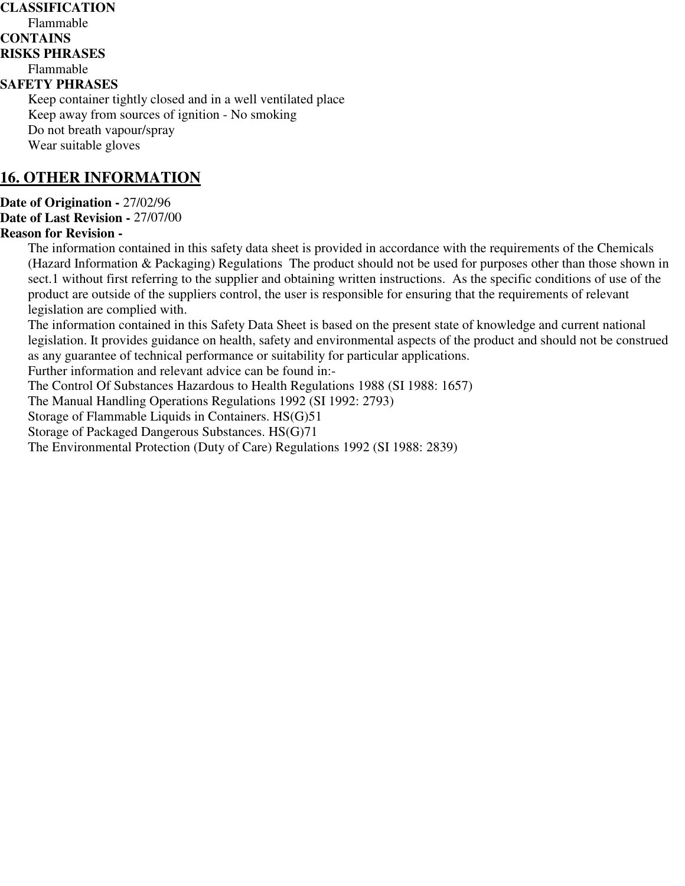**CLASSIFICATION**

Flammable

**CONTAINS**

**RISKS PHRASES**

Flammable

**SAFETY PHRASES**

Keep container tightly closed and in a well ventilated place
Keep away from sources of ignition - No smoking
Do not breath vapour/spray
Wear suitable gloves

## 16. OTHER INFORMATION

**Date of Origination -** 27/02/96
**Date of Last Revision -** 27/07/00
**Reason for Revision -**

The information contained in this safety data sheet is provided in accordance with the requirements of the Chemicals (Hazard Information & Packaging) Regulations The product should not be used for purposes other than those shown in sect.1 without first referring to the supplier and obtaining written instructions. As the specific conditions of use of the product are outside of the suppliers control, the user is responsible for ensuring that the requirements of relevant legislation are complied with.

The information contained in this Safety Data Sheet is based on the present state of knowledge and current national legislation. It provides guidance on health, safety and environmental aspects of the product and should not be construed as any guarantee of technical performance or suitability for particular applications.

Further information and relevant advice can be found in:-

The Control Of Substances Hazardous to Health Regulations 1988 (SI 1988: 1657)
The Manual Handling Operations Regulations 1992 (SI 1992: 2793)
Storage of Flammable Liquids in Containers. HS(G)51
Storage of Packaged Dangerous Substances. HS(G)71
The Environmental Protection (Duty of Care) Regulations 1992 (SI 1988: 2839)